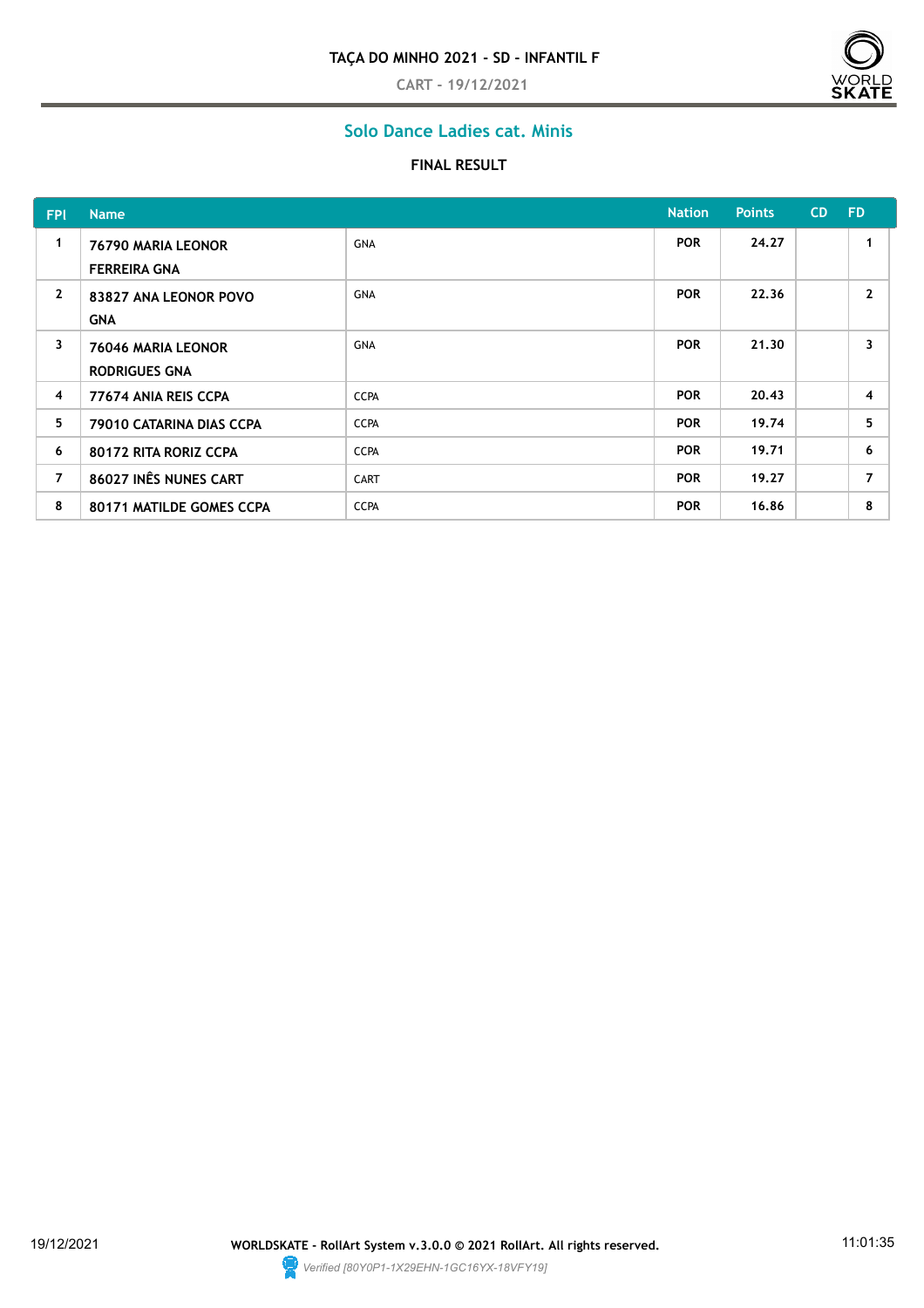**TAÇA DO MINHO 2021 - SD - INFANTIL F**

CART - 19/12/2021

## Solo Dance Ladies cat. Minis

**FINAL RESULT**

| FPl | Name | | Nation | Points | CD | FD |
|---|---|---|---|---|---|---|
| 1 | 76790 MARIA LEONOR FERREIRA GNA | GNA | POR | 24.27 | | 1 |
| 2 | 83827 ANA LEONOR POVO GNA | GNA | POR | 22.36 | | 2 |
| 3 | 76046 MARIA LEONOR RODRIGUES GNA | GNA | POR | 21.30 | | 3 |
| 4 | 77674 ANIA REIS CCPA | CCPA | POR | 20.43 | | 4 |
| 5 | 79010 CATARINA DIAS CCPA | CCPA | POR | 19.74 | | 5 |
| 6 | 80172 RITA RORIZ CCPA | CCPA | POR | 19.71 | | 6 |
| 7 | 86027 INÊS NUNES CART | CART | POR | 19.27 | | 7 |
| 8 | 80171 MATILDE GOMES CCPA | CCPA | POR | 16.86 | | 8 |

19/12/2021 WORLDSKATE - RollArt System v.3.0.0 © 2021 RollArt. All rights reserved. 11:01:35

*Verified [80Y0P1-1X29EHN-1GC16YX-18VFY19]*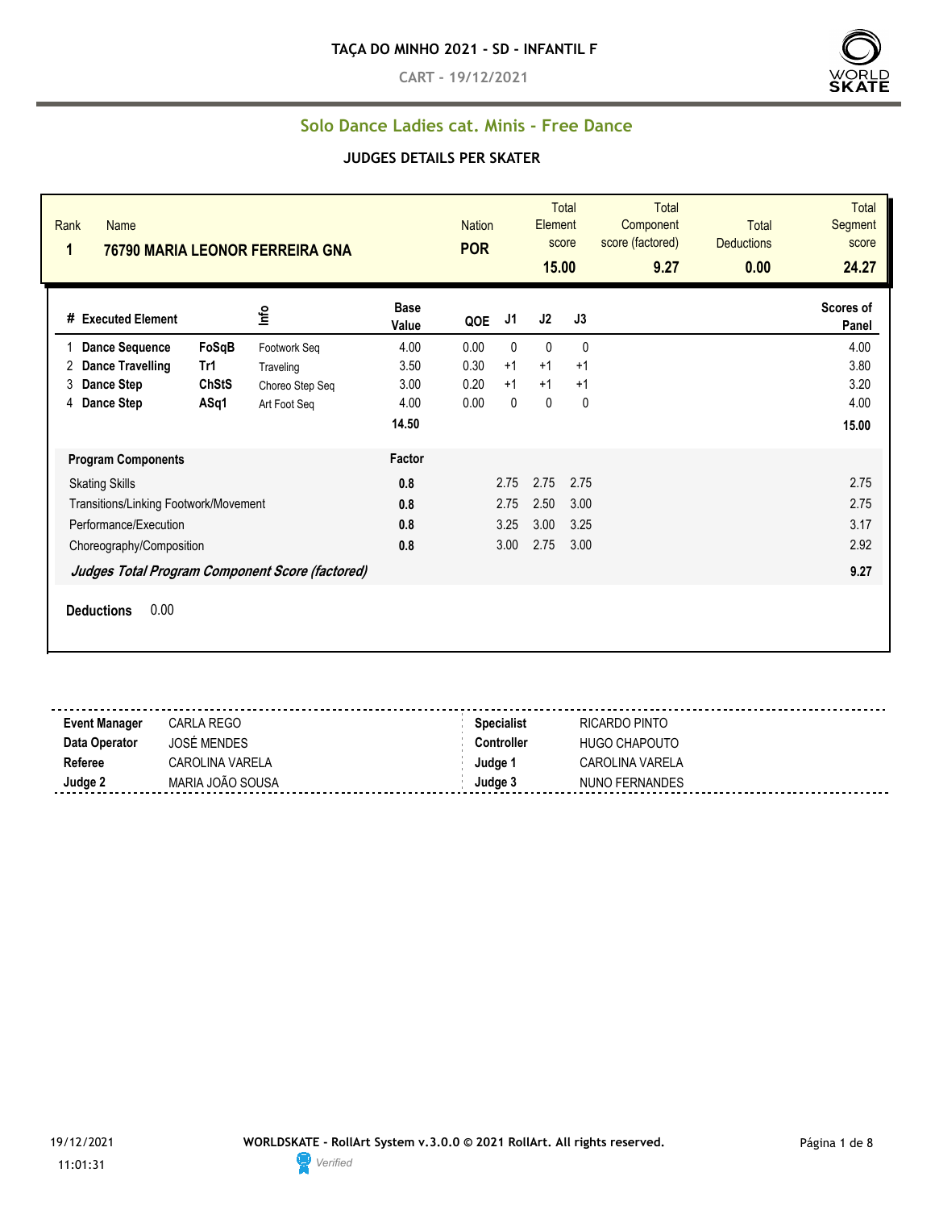# TAÇA DO MINHO 2021 - SD - INFANTIL F

CART - 19/12/2021

## Solo Dance Ladies cat. Minis - Free Dance

### JUDGES DETAILS PER SKATER

| Rank | Name | Nation | Total Element score | Total Component score (factored) | Total Deductions | Total Segment score |
|---|---|---|---|---|---|---|
| 1 | 76790 MARIA LEONOR FERREIRA GNA | POR | 15.00 | 9.27 | 0.00 | 24.27 |

| # | Executed Element | | Info | Base Value | QOE | J1 | J2 | J3 | Scores of Panel |
|---|---|---|---|---|---|---|---|---|---|
| 1 | Dance Sequence | FoSqB | Footwork Seq | 4.00 | 0.00 | 0 | 0 | 0 | 4.00 |
| 2 | Dance Travelling | Tr1 | Traveling | 3.50 | 0.30 | +1 | +1 | +1 | 3.80 |
| 3 | Dance Step | ChStS | Choreo Step Seq | 3.00 | 0.20 | +1 | +1 | +1 | 3.20 |
| 4 | Dance Step | ASq1 | Art Foot Seq | 4.00 | 0.00 | 0 | 0 | 0 | 4.00 |
| | | | | 14.50 | | | | | 15.00 |

| Program Components | Factor | J1 | J2 | J3 | |
|---|---|---|---|---|---|
| Skating Skills | 0.8 | 2.75 | 2.75 | 2.75 | 2.75 |
| Transitions/Linking Footwork/Movement | 0.8 | 2.75 | 2.50 | 3.00 | 2.75 |
| Performance/Execution | 0.8 | 3.25 | 3.00 | 3.25 | 3.17 |
| Choreography/Composition | 0.8 | 3.00 | 2.75 | 3.00 | 2.92 |
| *Judges Total Program Component Score (factored)* | | | | | 9.27 |

**Deductions** 0.00

| | | | |
|---|---|---|---|
| **Event Manager** | CARLA REGO | **Specialist** | RICARDO PINTO |
| **Data Operator** | JOSÉ MENDES | **Controller** | HUGO CHAPOUTO |
| **Referee** | CAROLINA VARELA | **Judge 1** | CAROLINA VARELA |
| **Judge 2** | MARIA JOÃO SOUSA | **Judge 3** | NUNO FERNANDES |

19/12/2021 11:01:31 — WORLDSKATE - RollArt System v.3.0.0 © 2021 RollArt. All rights reserved. Verified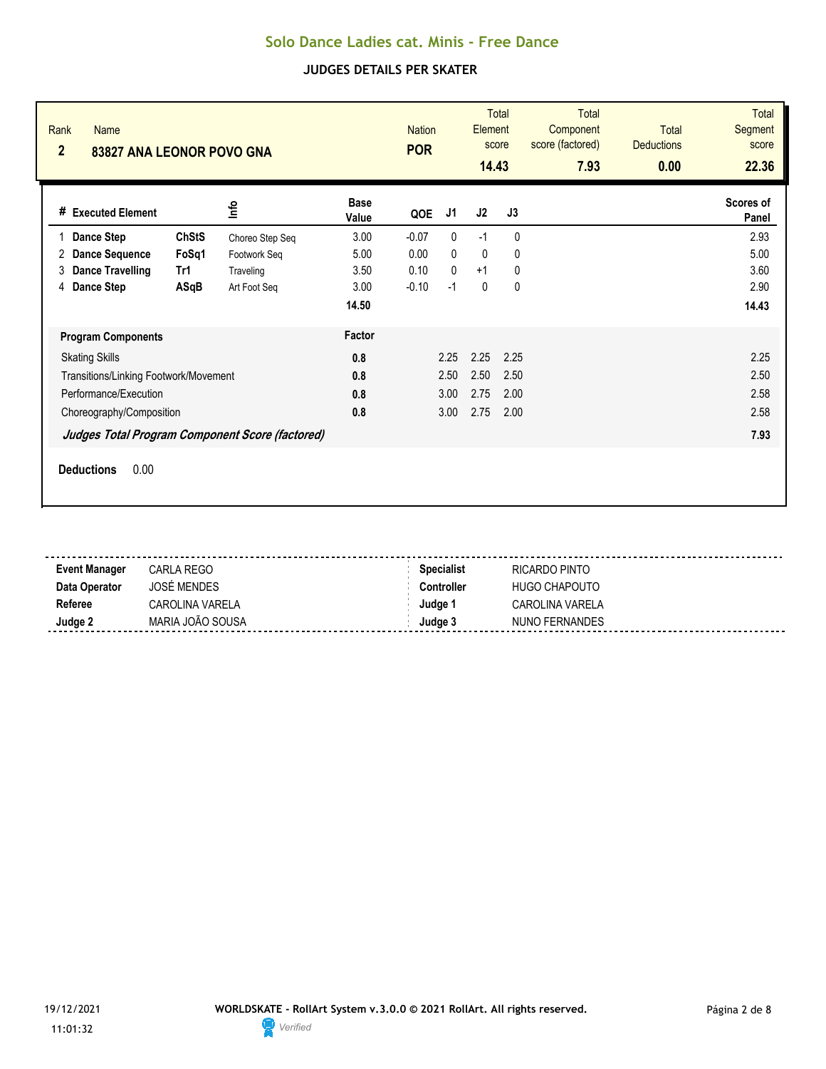# Solo Dance Ladies cat. Minis - Free Dance

## JUDGES DETAILS PER SKATER

| Rank | Name | Nation | Total Element score | Total Component score (factored) | Total Deductions | Total Segment score |
|---|---|---|---|---|---|---|
| 2 | 83827 ANA LEONOR POVO GNA | POR | 14.43 | 7.93 | 0.00 | 22.36 |

| # | Executed Element | | Info | Base Value | QOE | J1 | J2 | J3 | Scores of Panel |
|---|---|---|---|---|---|---|---|---|---|
| 1 | Dance Step | ChStS | Choreo Step Seq | 3.00 | -0.07 | 0 | -1 | 0 | 2.93 |
| 2 | Dance Sequence | FoSq1 | Footwork Seq | 5.00 | 0.00 | 0 | 0 | 0 | 5.00 |
| 3 | Dance Travelling | Tr1 | Traveling | 3.50 | 0.10 | 0 | +1 | 0 | 3.60 |
| 4 | Dance Step | ASqB | Art Foot Seq | 3.00 | -0.10 | -1 | 0 | 0 | 2.90 |
| | | | | 14.50 | | | | | 14.43 |

| Program Components | Factor | J1 | J2 | J3 | Scores of Panel |
|---|---|---|---|---|---|
| Skating Skills | 0.8 | 2.25 | 2.25 | 2.25 | 2.25 |
| Transitions/Linking Footwork/Movement | 0.8 | 2.50 | 2.50 | 2.50 | 2.50 |
| Performance/Execution | 0.8 | 3.00 | 2.75 | 2.00 | 2.58 |
| Choreography/Composition | 0.8 | 3.00 | 2.75 | 2.00 | 2.58 |
| *Judges Total Program Component Score (factored)* | | | | | 7.93 |

**Deductions** 0.00

| | | | |
|---|---|---|---|
| **Event Manager** | CARLA REGO | **Specialist** | RICARDO PINTO |
| **Data Operator** | JOSÉ MENDES | **Controller** | HUGO CHAPOUTO |
| **Referee** | CAROLINA VARELA | **Judge 1** | CAROLINA VARELA |
| **Judge 2** | MARIA JOÃO SOUSA | **Judge 3** | NUNO FERNANDES |

19/12/2021 11:01:32

**WORLDSKATE - RollArt System v.3.0.0 © 2021 RollArt. All rights reserved.**

Verified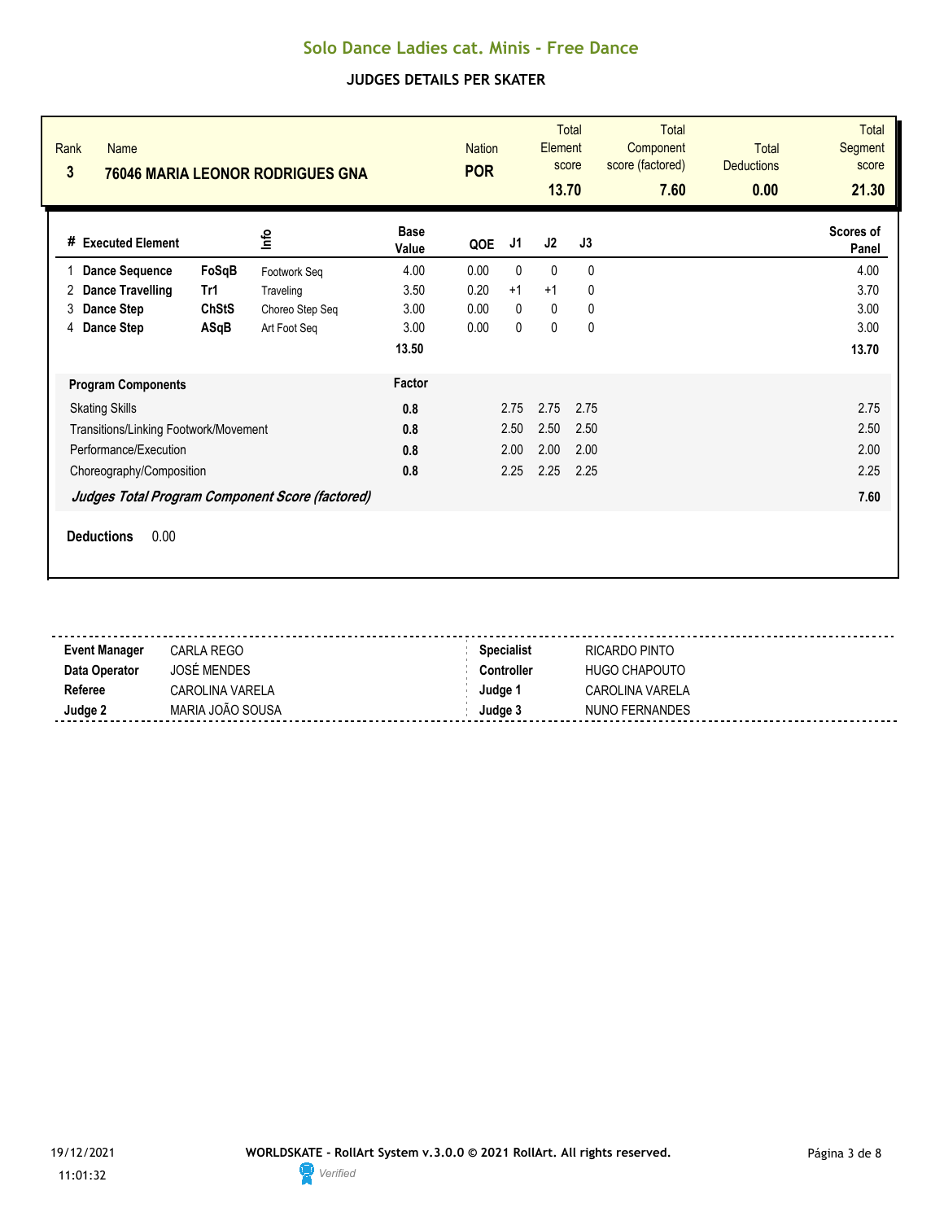# Solo Dance Ladies cat. Minis - Free Dance

## JUDGES DETAILS PER SKATER

| Rank | Name | Nation | Total Element score | Total Component score (factored) | Total Deductions | Total Segment score |
|---|---|---|---|---|---|---|
| 3 | 76046 MARIA LEONOR RODRIGUES GNA | POR | 13.70 | 7.60 | 0.00 | 21.30 |

| # | Executed Element | | Info | Base Value | QOE | J1 | J2 | J3 | Scores of Panel |
|---|---|---|---|---|---|---|---|---|---|
| 1 | Dance Sequence | FoSqB | Footwork Seq | 4.00 | 0.00 | 0 | 0 | 0 | 4.00 |
| 2 | Dance Travelling | Tr1 | Traveling | 3.50 | 0.20 | +1 | +1 | 0 | 3.70 |
| 3 | Dance Step | ChStS | Choreo Step Seq | 3.00 | 0.00 | 0 | 0 | 0 | 3.00 |
| 4 | Dance Step | ASqB | Art Foot Seq | 3.00 | 0.00 | 0 | 0 | 0 | 3.00 |
| | | | | 13.50 | | | | | 13.70 |

| Program Components | Factor | J1 | J2 | J3 | |
|---|---|---|---|---|---|
| Skating Skills | 0.8 | 2.75 | 2.75 | 2.75 | 2.75 |
| Transitions/Linking Footwork/Movement | 0.8 | 2.50 | 2.50 | 2.50 | 2.50 |
| Performance/Execution | 0.8 | 2.00 | 2.00 | 2.00 | 2.00 |
| Choreography/Composition | 0.8 | 2.25 | 2.25 | 2.25 | 2.25 |
| *Judges Total Program Component Score (factored)* | | | | | 7.60 |

**Deductions** 0.00

| | | | |
|---|---|---|---|
| **Event Manager** | CARLA REGO | **Specialist** | RICARDO PINTO |
| **Data Operator** | JOSÉ MENDES | **Controller** | HUGO CHAPOUTO |
| **Referee** | CAROLINA VARELA | **Judge 1** | CAROLINA VARELA |
| **Judge 2** | MARIA JOÃO SOUSA | **Judge 3** | NUNO FERNANDES |

19/12/2021 11:01:32

WORLDSKATE - RollArt System v.3.0.0 © 2021 RollArt. All rights reserved.

Verified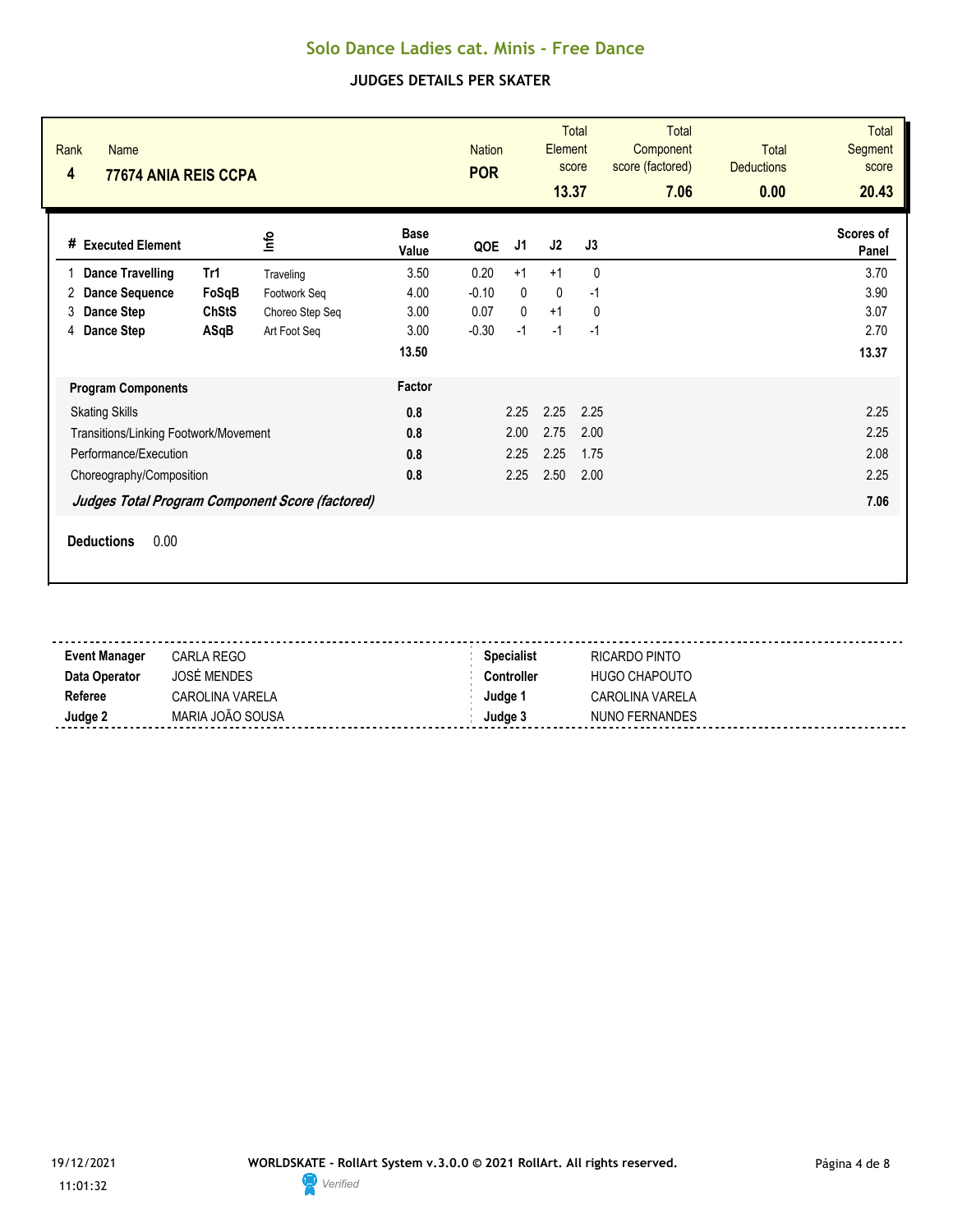# Solo Dance Ladies cat. Minis - Free Dance

## JUDGES DETAILS PER SKATER

| Rank | Name | Nation | Total Element score | Total Component score (factored) | Total Deductions | Total Segment score |
|---|---|---|---|---|---|---|
| 4 | 77674 ANIA REIS CCPA | POR | 13.37 | 7.06 | 0.00 | 20.43 |

| # | Executed Element | | Info | Base Value | QOE | J1 | J2 | J3 | Scores of Panel |
|---|---|---|---|---|---|---|---|---|---|
| 1 | Dance Travelling | Tr1 | Traveling | 3.50 | 0.20 | +1 | +1 | 0 | 3.70 |
| 2 | Dance Sequence | FoSqB | Footwork Seq | 4.00 | -0.10 | 0 | 0 | -1 | 3.90 |
| 3 | Dance Step | ChStS | Choreo Step Seq | 3.00 | 0.07 | 0 | +1 | 0 | 3.07 |
| 4 | Dance Step | ASqB | Art Foot Seq | 3.00 | -0.30 | -1 | -1 | -1 | 2.70 |
| | | | | 13.50 | | | | | 13.37 |

| Program Components | Factor | J1 | J2 | J3 | |
|---|---|---|---|---|---|
| Skating Skills | 0.8 | 2.25 | 2.25 | 2.25 | 2.25 |
| Transitions/Linking Footwork/Movement | 0.8 | 2.00 | 2.75 | 2.00 | 2.25 |
| Performance/Execution | 0.8 | 2.25 | 2.25 | 1.75 | 2.08 |
| Choreography/Composition | 0.8 | 2.25 | 2.50 | 2.00 | 2.25 |
| ***Judges Total Program Component Score (factored)*** | | | | | 7.06 |

**Deductions** 0.00

| | | | |
|---|---|---|---|
| **Event Manager** | CARLA REGO | **Specialist** | RICARDO PINTO |
| **Data Operator** | JOSÉ MENDES | **Controller** | HUGO CHAPOUTO |
| **Referee** | CAROLINA VARELA | **Judge 1** | CAROLINA VARELA |
| **Judge 2** | MARIA JOÃO SOUSA | **Judge 3** | NUNO FERNANDES |

19/12/2021 11:01:32

WORLDSKATE - RollArt System v.3.0.0 © 2021 RollArt. All rights reserved.

Verified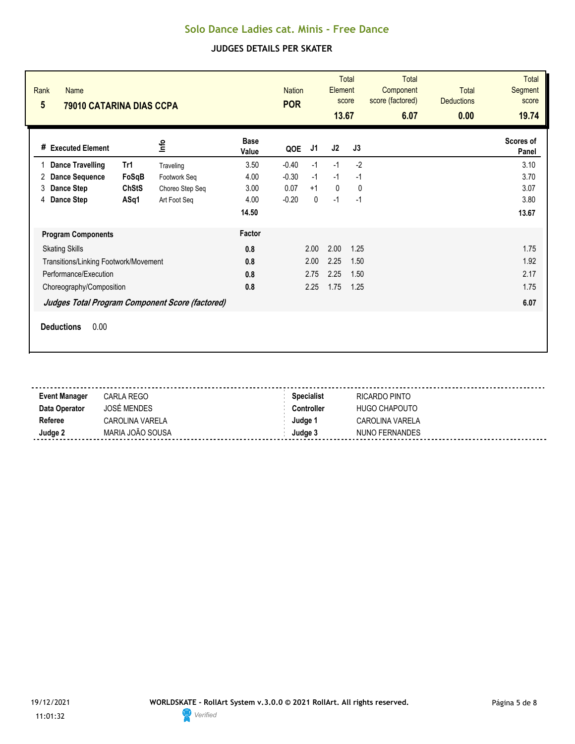# Solo Dance Ladies cat. Minis - Free Dance

## JUDGES DETAILS PER SKATER

| Rank | Name | Nation | Total Element score | Total Component score (factored) | Total Deductions | Total Segment score |
|---|---|---|---|---|---|---|
| 5 | 79010 CATARINA DIAS CCPA | POR | 13.67 | 6.07 | 0.00 | 19.74 |

| # | Executed Element | | Info | Base Value | QOE | J1 | J2 | J3 | Scores of Panel |
|---|---|---|---|---|---|---|---|---|---|
| 1 | Dance Travelling | Tr1 | Traveling | 3.50 | -0.40 | -1 | -1 | -2 | 3.10 |
| 2 | Dance Sequence | FoSqB | Footwork Seq | 4.00 | -0.30 | -1 | -1 | -1 | 3.70 |
| 3 | Dance Step | ChStS | Choreo Step Seq | 3.00 | 0.07 | +1 | 0 | 0 | 3.07 |
| 4 | Dance Step | ASq1 | Art Foot Seq | 4.00 | -0.20 | 0 | -1 | -1 | 3.80 |
| | | | | 14.50 | | | | | 13.67 |

| Program Components | Factor | J1 | J2 | J3 | |
|---|---|---|---|---|---|
| Skating Skills | 0.8 | 2.00 | 2.00 | 1.25 | 1.75 |
| Transitions/Linking Footwork/Movement | 0.8 | 2.00 | 2.25 | 1.50 | 1.92 |
| Performance/Execution | 0.8 | 2.75 | 2.25 | 1.50 | 2.17 |
| Choreography/Composition | 0.8 | 2.25 | 1.75 | 1.25 | 1.75 |
| ***Judges Total Program Component Score (factored)*** | | | | | 6.07 |

**Deductions** 0.00

| | | | |
|---|---|---|---|
| **Event Manager** | CARLA REGO | **Specialist** | RICARDO PINTO |
| **Data Operator** | JOSÉ MENDES | **Controller** | HUGO CHAPOUTO |
| **Referee** | CAROLINA VARELA | **Judge 1** | CAROLINA VARELA |
| **Judge 2** | MARIA JOÃO SOUSA | **Judge 3** | NUNO FERNANDES |

19/12/2021 11:01:32

**WORLDSKATE - RollArt System v.3.0.0 © 2021 RollArt. All rights reserved.**

Verified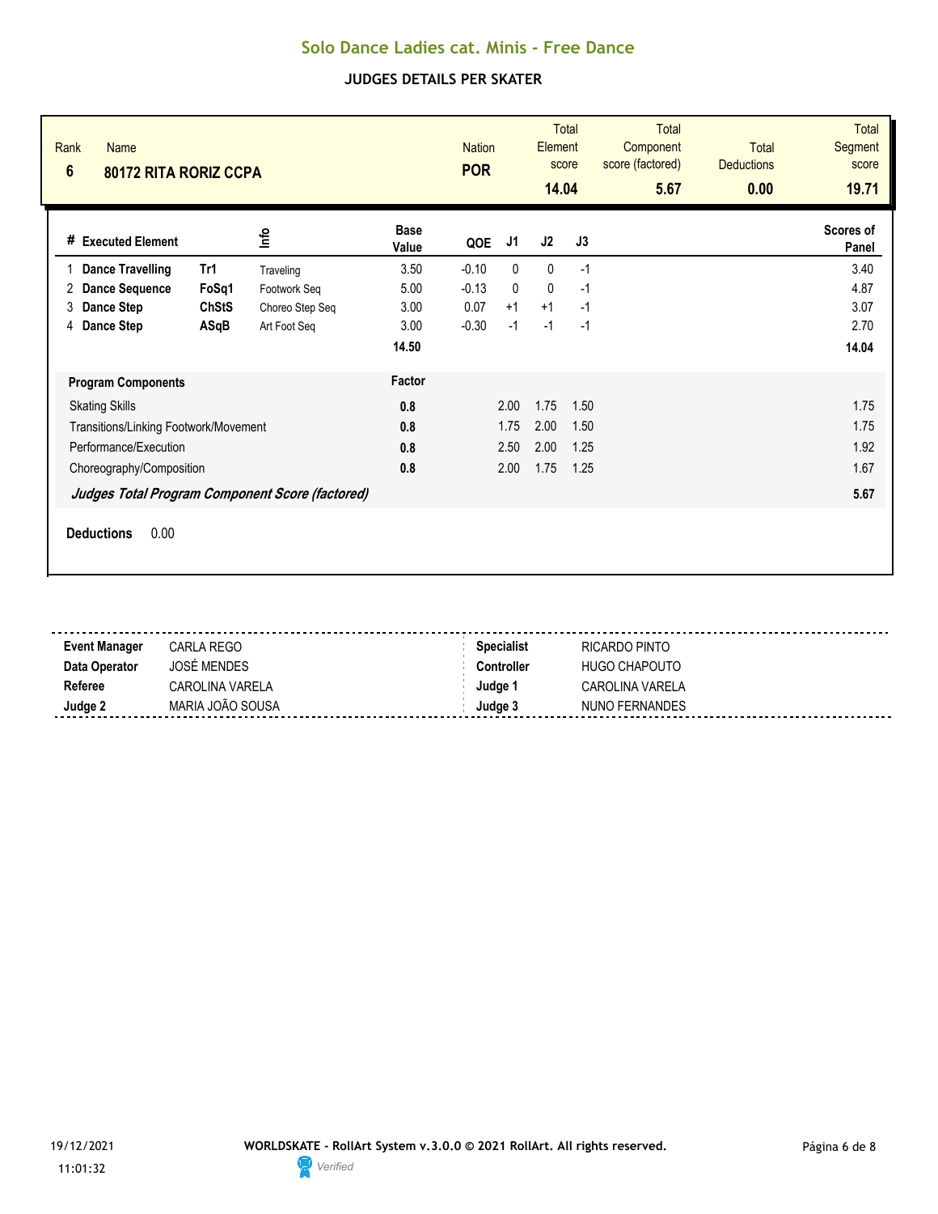# Solo Dance Ladies cat. Minis - Free Dance

## JUDGES DETAILS PER SKATER

| Rank | Name | Nation | Total Element score | Total Component score (factored) | Total Deductions | Total Segment score |
|---|---|---|---|---|---|---|
| 6 | 80172 RITA RORIZ CCPA | POR | 14.04 | 5.67 | 0.00 | 19.71 |

| # | Executed Element | | Info | Base Value | QOE | J1 | J2 | J3 | Scores of Panel |
|---|---|---|---|---|---|---|---|---|---|
| 1 | Dance Travelling | Tr1 | Traveling | 3.50 | -0.10 | 0 | 0 | -1 | 3.40 |
| 2 | Dance Sequence | FoSq1 | Footwork Seq | 5.00 | -0.13 | 0 | 0 | -1 | 4.87 |
| 3 | Dance Step | ChStS | Choreo Step Seq | 3.00 | 0.07 | +1 | +1 | -1 | 3.07 |
| 4 | Dance Step | ASqB | Art Foot Seq | 3.00 | -0.30 | -1 | -1 | -1 | 2.70 |
| | | | | 14.50 | | | | | 14.04 |

| Program Components | Factor | J1 | J2 | J3 | |
|---|---|---|---|---|---|
| Skating Skills | 0.8 | 2.00 | 1.75 | 1.50 | 1.75 |
| Transitions/Linking Footwork/Movement | 0.8 | 1.75 | 2.00 | 1.50 | 1.75 |
| Performance/Execution | 0.8 | 2.50 | 2.00 | 1.25 | 1.92 |
| Choreography/Composition | 0.8 | 2.00 | 1.75 | 1.25 | 1.67 |
| *Judges Total Program Component Score (factored)* | | | | | 5.67 |

**Deductions** 0.00

| | | | |
|---|---|---|---|
| **Event Manager** | CARLA REGO | **Specialist** | RICARDO PINTO |
| **Data Operator** | JOSÉ MENDES | **Controller** | HUGO CHAPOUTO |
| **Referee** | CAROLINA VARELA | **Judge 1** | CAROLINA VARELA |
| **Judge 2** | MARIA JOÃO SOUSA | **Judge 3** | NUNO FERNANDES |

19/12/2021 11:01:32

WORLDSKATE - RollArt System v.3.0.0 © 2021 RollArt. All rights reserved.

Verified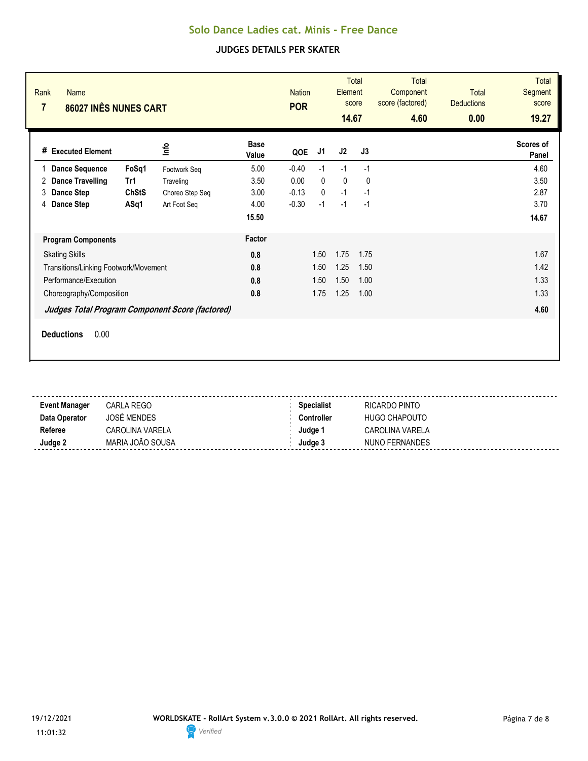# Solo Dance Ladies cat. Minis - Free Dance

## JUDGES DETAILS PER SKATER

| Rank | Name | Nation | Total Element score | Total Component score (factored) | Total Deductions | Total Segment score |
|---|---|---|---|---|---|---|
| 7 | 86027 INÊS NUNES CART | POR | 14.67 | 4.60 | 0.00 | 19.27 |

| # | Executed Element | | Info | Base Value | QOE | J1 | J2 | J3 | Scores of Panel |
|---|---|---|---|---|---|---|---|---|---|
| 1 | Dance Sequence | FoSq1 | Footwork Seq | 5.00 | -0.40 | -1 | -1 | -1 | 4.60 |
| 2 | Dance Travelling | Tr1 | Traveling | 3.50 | 0.00 | 0 | 0 | 0 | 3.50 |
| 3 | Dance Step | ChStS | Choreo Step Seq | 3.00 | -0.13 | 0 | -1 | -1 | 2.87 |
| 4 | Dance Step | ASq1 | Art Foot Seq | 4.00 | -0.30 | -1 | -1 | -1 | 3.70 |
| | | | | 15.50 | | | | | 14.67 |

| Program Components | Factor | J1 | J2 | J3 | |
|---|---|---|---|---|---|
| Skating Skills | 0.8 | 1.50 | 1.75 | 1.75 | 1.67 |
| Transitions/Linking Footwork/Movement | 0.8 | 1.50 | 1.25 | 1.50 | 1.42 |
| Performance/Execution | 0.8 | 1.50 | 1.50 | 1.00 | 1.33 |
| Choreography/Composition | 0.8 | 1.75 | 1.25 | 1.00 | 1.33 |
| *Judges Total Program Component Score (factored)* | | | | | 4.60 |

**Deductions** 0.00

| | | | |
|---|---|---|---|
| **Event Manager** | CARLA REGO | **Specialist** | RICARDO PINTO |
| **Data Operator** | JOSÉ MENDES | **Controller** | HUGO CHAPOUTO |
| **Referee** | CAROLINA VARELA | **Judge 1** | CAROLINA VARELA |
| **Judge 2** | MARIA JOÃO SOUSA | **Judge 3** | NUNO FERNANDES |

19/12/2021 11:01:32

WORLDSKATE - RollArt System v.3.0.0 © 2021 RollArt. All rights reserved.

Verified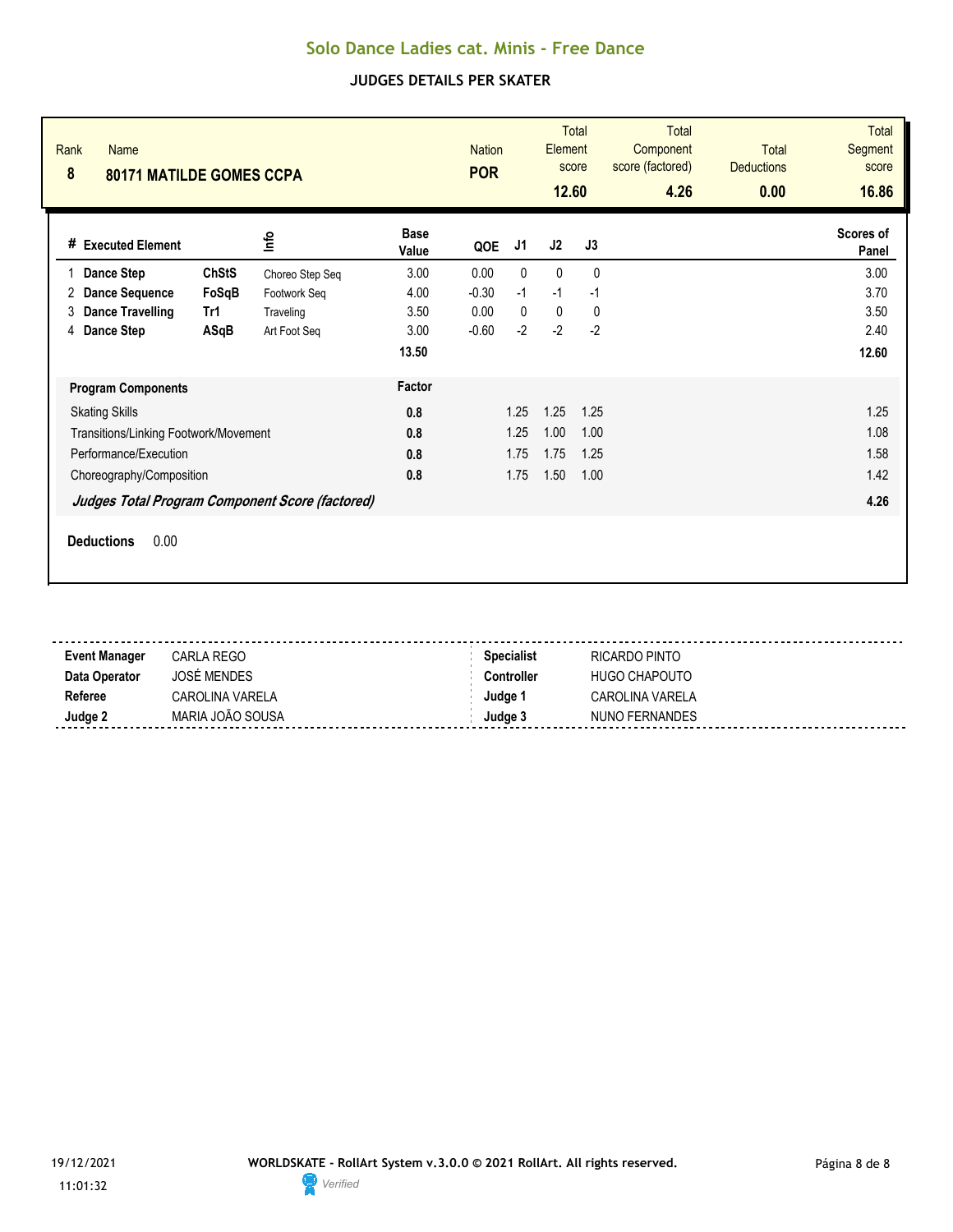# Solo Dance Ladies cat. Minis - Free Dance

## JUDGES DETAILS PER SKATER

| Rank | Name | Nation | Total Element score | Total Component score (factored) | Total Deductions | Total Segment score |
|---|---|---|---|---|---|---|
| 8 | 80171 MATILDE GOMES CCPA | POR | 12.60 | 4.26 | 0.00 | 16.86 |

| # | Executed Element | | Info | Base Value | QOE | J1 | J2 | J3 | Scores of Panel |
|---|---|---|---|---|---|---|---|---|---|
| 1 | Dance Step | ChStS | Choreo Step Seq | 3.00 | 0.00 | 0 | 0 | 0 | 3.00 |
| 2 | Dance Sequence | FoSqB | Footwork Seq | 4.00 | -0.30 | -1 | -1 | -1 | 3.70 |
| 3 | Dance Travelling | Tr1 | Traveling | 3.50 | 0.00 | 0 | 0 | 0 | 3.50 |
| 4 | Dance Step | ASqB | Art Foot Seq | 3.00 | -0.60 | -2 | -2 | -2 | 2.40 |
| | | | | 13.50 | | | | | 12.60 |

| Program Components | Factor | J1 | J2 | J3 | |
|---|---|---|---|---|---|
| Skating Skills | 0.8 | 1.25 | 1.25 | 1.25 | 1.25 |
| Transitions/Linking Footwork/Movement | 0.8 | 1.25 | 1.00 | 1.00 | 1.08 |
| Performance/Execution | 0.8 | 1.75 | 1.75 | 1.25 | 1.58 |
| Choreography/Composition | 0.8 | 1.75 | 1.50 | 1.00 | 1.42 |
| *Judges Total Program Component Score (factored)* | | | | | 4.26 |

**Deductions** 0.00

| | | | |
|---|---|---|---|
| **Event Manager** | CARLA REGO | **Specialist** | RICARDO PINTO |
| **Data Operator** | JOSÉ MENDES | **Controller** | HUGO CHAPOUTO |
| **Referee** | CAROLINA VARELA | **Judge 1** | CAROLINA VARELA |
| **Judge 2** | MARIA JOÃO SOUSA | **Judge 3** | NUNO FERNANDES |

19/12/2021 11:01:32

**WORLDSKATE - RollArt System v.3.0.0 © 2021 RollArt. All rights reserved.**

Verified